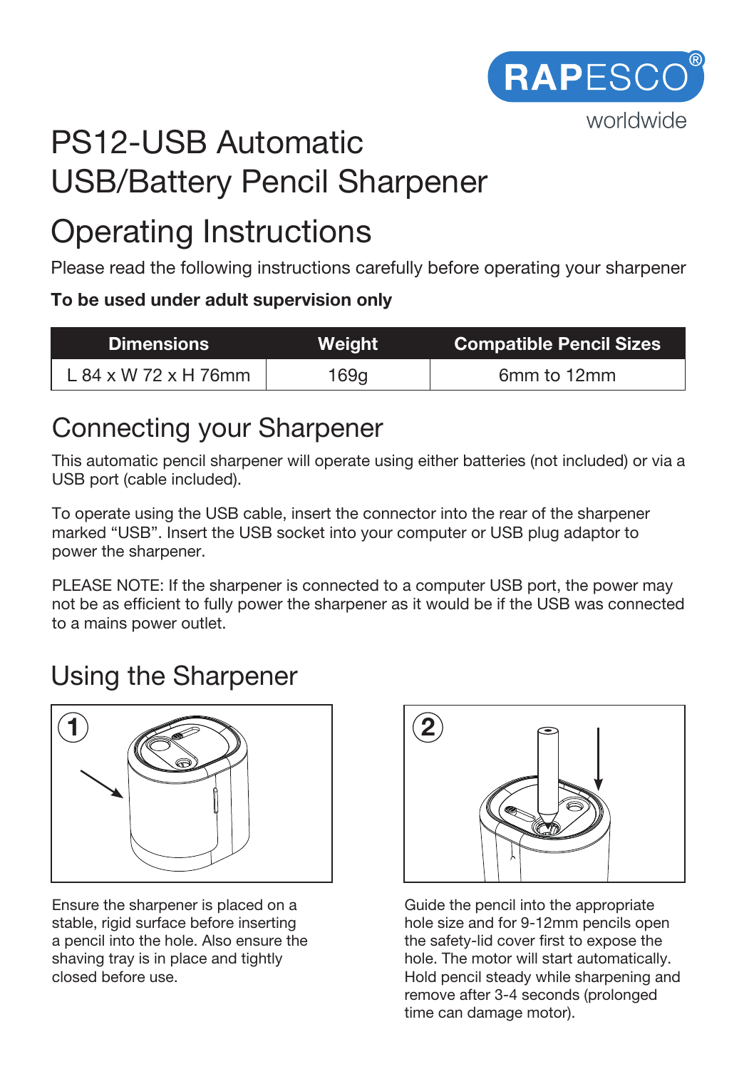RAPESCO®
worldwide

# PS12-USB Automatic USB/Battery Pencil Sharpener

# Operating Instructions

Please read the following instructions carefully before operating your sharpener

**To be used under adult supervision only**

| Dimensions | Weight | Compatible Pencil Sizes |
|---|---|---|
| L 84 x W 72 x H 76mm | 169g | 6mm to 12mm |

## Connecting your Sharpener

This automatic pencil sharpener will operate using either batteries (not included) or via a USB port (cable included).

To operate using the USB cable, insert the connector into the rear of the sharpener marked "USB". Insert the USB socket into your computer or USB plug adaptor to power the sharpener.

PLEASE NOTE: If the sharpener is connected to a computer USB port, the power may not be as efficient to fully power the sharpener as it would be if the USB was connected to a mains power outlet.

## Using the Sharpener

1

Ensure the sharpener is placed on a stable, rigid surface before inserting a pencil into the hole. Also ensure the shaving tray is in place and tightly closed before use.

2

Guide the pencil into the appropriate hole size and for 9-12mm pencils open the safety-lid cover first to expose the hole. The motor will start automatically. Hold pencil steady while sharpening and remove after 3-4 seconds (prolonged time can damage motor).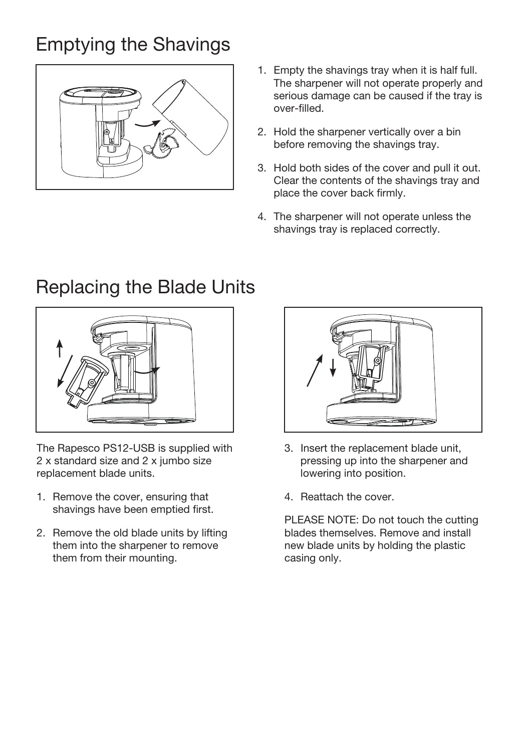# Emptying the Shavings

1. Empty the shavings tray when it is half full. The sharpener will not operate properly and serious damage can be caused if the tray is over-filled.

2. Hold the sharpener vertically over a bin before removing the shavings tray.

3. Hold both sides of the cover and pull it out. Clear the contents of the shavings tray and place the cover back firmly.

4. The sharpener will not operate unless the shavings tray is replaced correctly.

# Replacing the Blade Units

The Rapesco PS12-USB is supplied with 2 x standard size and 2 x jumbo size replacement blade units.

1. Remove the cover, ensuring that shavings have been emptied first.

2. Remove the old blade units by lifting them into the sharpener to remove them from their mounting.

3. Insert the replacement blade unit, pressing up into the sharpener and lowering into position.

4. Reattach the cover.

PLEASE NOTE: Do not touch the cutting blades themselves. Remove and install new blade units by holding the plastic casing only.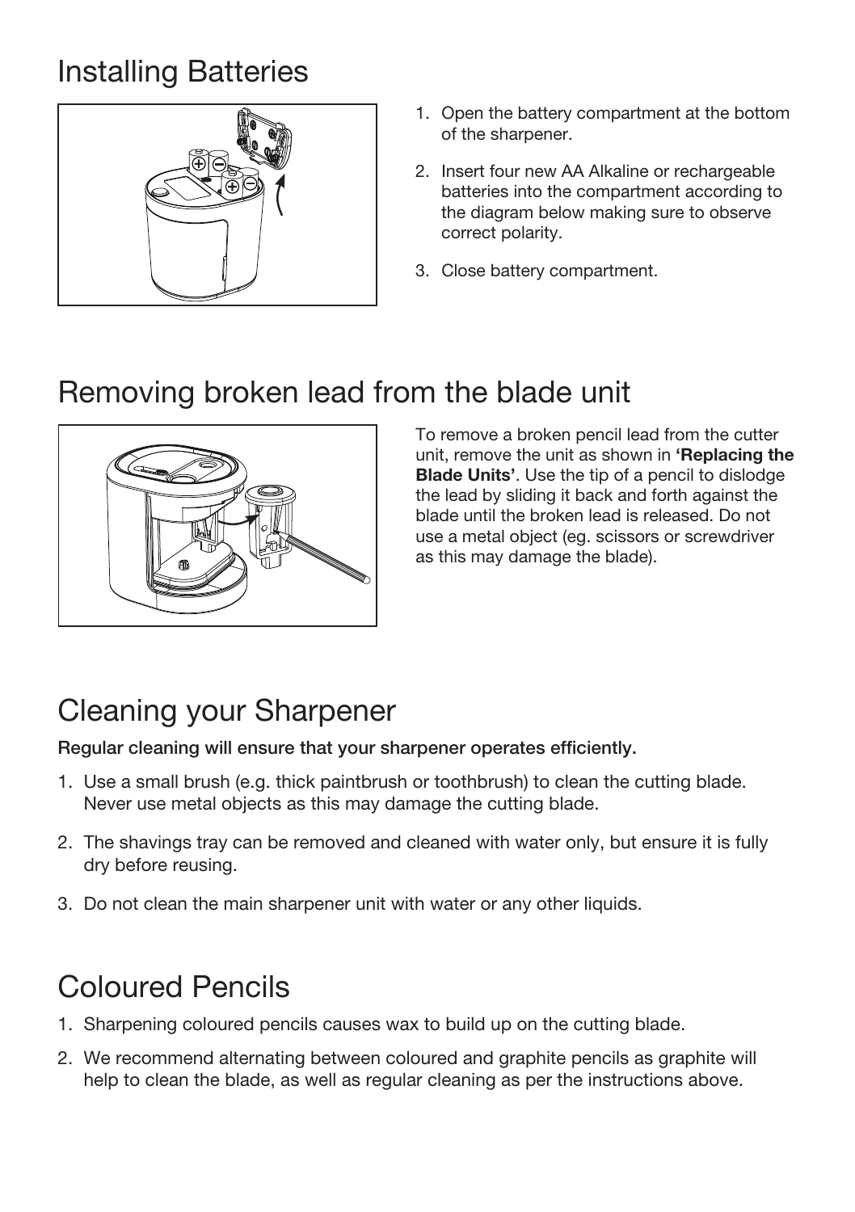## Installing Batteries

1. Open the battery compartment at the bottom of the sharpener.
2. Insert four new AA Alkaline or rechargeable batteries into the compartment according to the diagram below making sure to observe correct polarity.
3. Close battery compartment.

## Removing broken lead from the blade unit

To remove a broken pencil lead from the cutter unit, remove the unit as shown in **'Replacing the Blade Units'**. Use the tip of a pencil to dislodge the lead by sliding it back and forth against the blade until the broken lead is released. Do not use a metal object (eg. scissors or screwdriver as this may damage the blade).

## Cleaning your Sharpener

**Regular cleaning will ensure that your sharpener operates efficiently.**

1. Use a small brush (e.g. thick paintbrush or toothbrush) to clean the cutting blade. Never use metal objects as this may damage the cutting blade.
2. The shavings tray can be removed and cleaned with water only, but ensure it is fully dry before reusing.
3. Do not clean the main sharpener unit with water or any other liquids.

## Coloured Pencils

1. Sharpening coloured pencils causes wax to build up on the cutting blade.
2. We recommend alternating between coloured and graphite pencils as graphite will help to clean the blade, as well as regular cleaning as per the instructions above.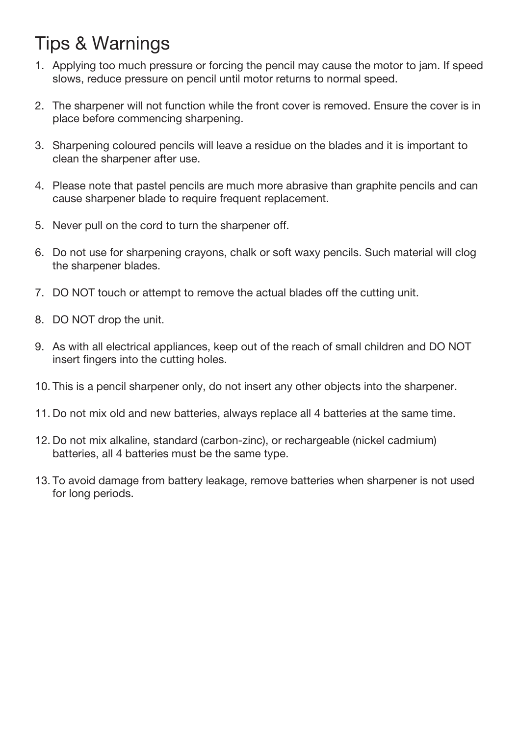# Tips & Warnings

1. Applying too much pressure or forcing the pencil may cause the motor to jam. If speed slows, reduce pressure on pencil until motor returns to normal speed.

2. The sharpener will not function while the front cover is removed. Ensure the cover is in place before commencing sharpening.

3. Sharpening coloured pencils will leave a residue on the blades and it is important to clean the sharpener after use.

4. Please note that pastel pencils are much more abrasive than graphite pencils and can cause sharpener blade to require frequent replacement.

5. Never pull on the cord to turn the sharpener off.

6. Do not use for sharpening crayons, chalk or soft waxy pencils. Such material will clog the sharpener blades.

7. DO NOT touch or attempt to remove the actual blades off the cutting unit.

8. DO NOT drop the unit.

9. As with all electrical appliances, keep out of the reach of small children and DO NOT insert fingers into the cutting holes.

10. This is a pencil sharpener only, do not insert any other objects into the sharpener.

11. Do not mix old and new batteries, always replace all 4 batteries at the same time.

12. Do not mix alkaline, standard (carbon-zinc), or rechargeable (nickel cadmium) batteries, all 4 batteries must be the same type.

13. To avoid damage from battery leakage, remove batteries when sharpener is not used for long periods.